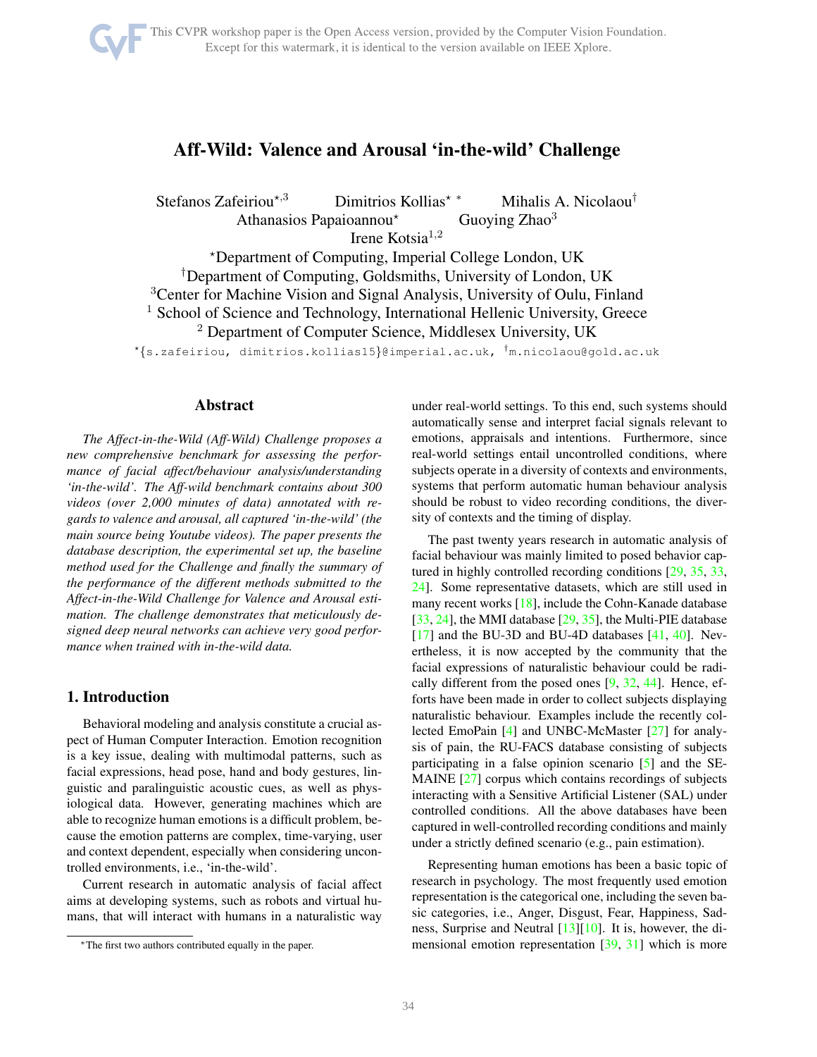# Aff-Wild: Valence and Arousal 'in-the-wild' Challenge

Stefanos Zafeiriou[⋆,3] Dimitrios Kollias[⋆ *] Mihalis A. Nicolaou[†]
Athanasios Papaioannou[⋆] Guoying Zhao[3]
Irene Kotsia[1,2]

[⋆]Department of Computing, Imperial College London, UK
[†]Department of Computing, Goldsmiths, University of London, UK
[3]Center for Machine Vision and Signal Analysis, University of Oulu, Finland
[1] School of Science and Technology, International Hellenic University, Greece
[2] Department of Computer Science, Middlesex University, UK

[⋆]{s.zafeiriou, dimitrios.kollias15}@imperial.ac.uk, [†]m.nicolaou@gold.ac.uk

## Abstract

*The Affect-in-the-Wild (Aff-Wild) Challenge proposes a new comprehensive benchmark for assessing the performance of facial affect/behaviour analysis/understanding 'in-the-wild'. The Aff-wild benchmark contains about 300 videos (over 2,000 minutes of data) annotated with regards to valence and arousal, all captured 'in-the-wild' (the main source being Youtube videos). The paper presents the database description, the experimental set up, the baseline method used for the Challenge and finally the summary of the performance of the different methods submitted to the Affect-in-the-Wild Challenge for Valence and Arousal estimation. The challenge demonstrates that meticulously designed deep neural networks can achieve very good performance when trained with in-the-wild data.*

## 1. Introduction

Behavioral modeling and analysis constitute a crucial aspect of Human Computer Interaction. Emotion recognition is a key issue, dealing with multimodal patterns, such as facial expressions, head pose, hand and body gestures, linguistic and paralinguistic acoustic cues, as well as physiological data. However, generating machines which are able to recognize human emotions is a difficult problem, because the emotion patterns are complex, time-varying, user and context dependent, especially when considering uncontrolled environments, i.e., 'in-the-wild'.

Current research in automatic analysis of facial affect aims at developing systems, such as robots and virtual humans, that will interact with humans in a naturalistic way under real-world settings. To this end, such systems should automatically sense and interpret facial signals relevant to emotions, appraisals and intentions. Furthermore, since real-world settings entail uncontrolled conditions, where subjects operate in a diversity of contexts and environments, systems that perform automatic human behaviour analysis should be robust to video recording conditions, the diversity of contexts and the timing of display.

The past twenty years research in automatic analysis of facial behaviour was mainly limited to posed behavior captured in highly controlled recording conditions [29, 35, 33, 24]. Some representative datasets, which are still used in many recent works [18], include the Cohn-Kanade database [33, 24], the MMI database [29, 35], the Multi-PIE database [17] and the BU-3D and BU-4D databases [41, 40]. Nevertheless, it is now accepted by the community that the facial expressions of naturalistic behaviour could be radically different from the posed ones [9, 32, 44]. Hence, efforts have been made in order to collect subjects displaying naturalistic behaviour. Examples include the recently collected EmoPain [4] and UNBC-McMaster [27] for analysis of pain, the RU-FACS database consisting of subjects participating in a false opinion scenario [5] and the SEMAINE [27] corpus which contains recordings of subjects interacting with a Sensitive Artificial Listener (SAL) under controlled conditions. All the above databases have been captured in well-controlled recording conditions and mainly under a strictly defined scenario (e.g., pain estimation).

Representing human emotions has been a basic topic of research in psychology. The most frequently used emotion representation is the categorical one, including the seven basic categories, i.e., Anger, Disgust, Fear, Happiness, Sadness, Surprise and Neutral [13][10]. It is, however, the dimensional emotion representation [39, 31] which is more

*The first two authors contributed equally in the paper.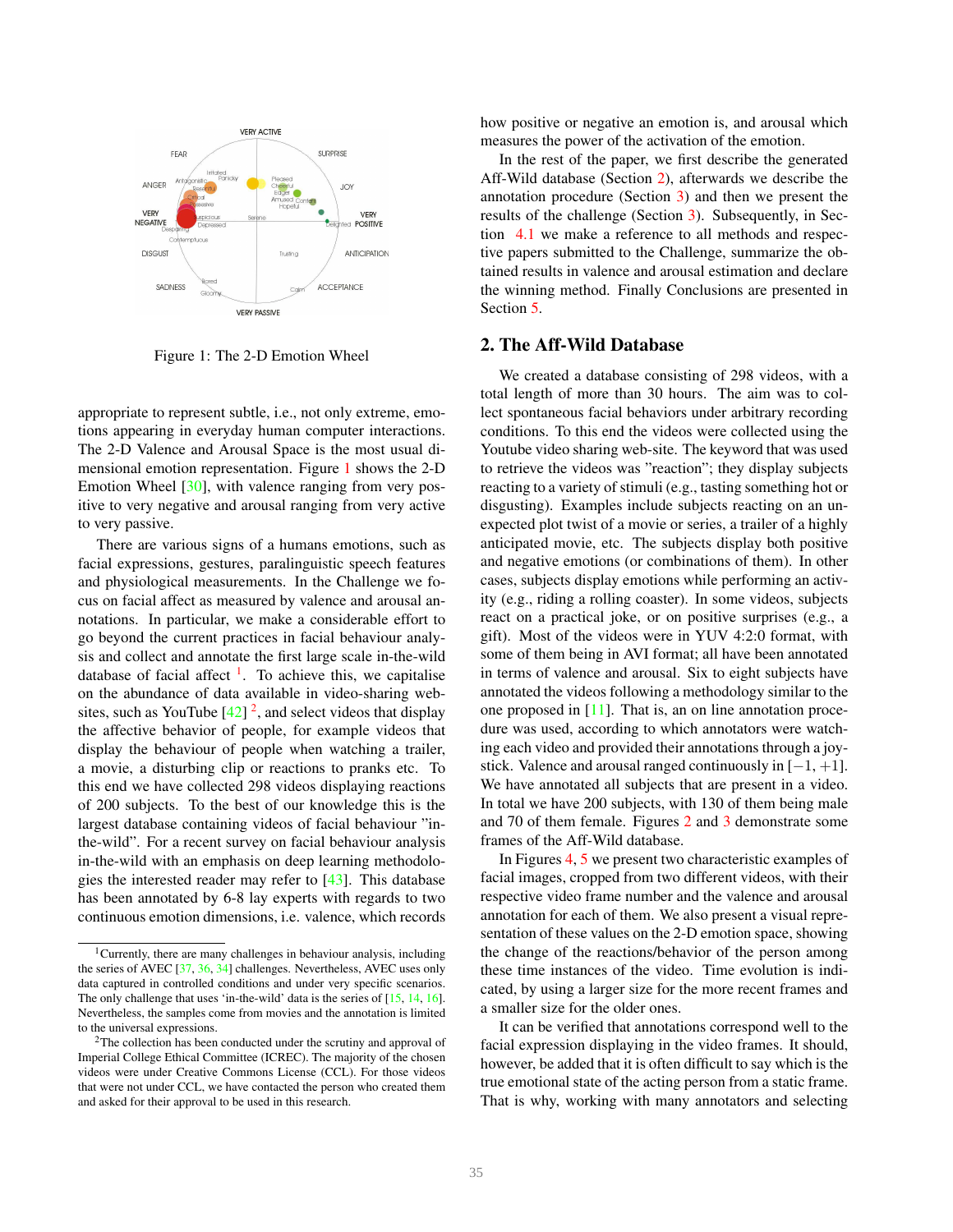Figure 1: The 2-D Emotion Wheel

appropriate to represent subtle, i.e., not only extreme, emotions appearing in everyday human computer interactions. The 2-D Valence and Arousal Space is the most usual dimensional emotion representation. Figure 1 shows the 2-D Emotion Wheel [30], with valence ranging from very positive to very negative and arousal ranging from very active to very passive.

There are various signs of a humans emotions, such as facial expressions, gestures, paralinguistic speech features and physiological measurements. In the Challenge we focus on facial affect as measured by valence and arousal annotations. In particular, we make a considerable effort to go beyond the current practices in facial behaviour analysis and collect and annotate the first large scale in-the-wild database of facial affect [1]. To achieve this, we capitalise on the abundance of data available in video-sharing websites, such as YouTube [42] [2], and select videos that display the affective behavior of people, for example videos that display the behaviour of people when watching a trailer, a movie, a disturbing clip or reactions to pranks etc. To this end we have collected 298 videos displaying reactions of 200 subjects. To the best of our knowledge this is the largest database containing videos of facial behaviour "in-the-wild". For a recent survey on facial behaviour analysis in-the-wild with an emphasis on deep learning methodologies the interested reader may refer to [43]. This database has been annotated by 6-8 lay experts with regards to two continuous emotion dimensions, i.e. valence, which records how positive or negative an emotion is, and arousal which measures the power of the activation of the emotion.

In the rest of the paper, we first describe the generated Aff-Wild database (Section 2), afterwards we describe the annotation procedure (Section 3) and then we present the results of the challenge (Section 3). Subsequently, in Section 4.1 we make a reference to all methods and respective papers submitted to the Challenge, summarize the obtained results in valence and arousal estimation and declare the winning method. Finally Conclusions are presented in Section 5.

## 2. The Aff-Wild Database

We created a database consisting of 298 videos, with a total length of more than 30 hours. The aim was to collect spontaneous facial behaviors under arbitrary recording conditions. To this end the videos were collected using the Youtube video sharing web-site. The keyword that was used to retrieve the videos was "reaction"; they display subjects reacting to a variety of stimuli (e.g., tasting something hot or disgusting). Examples include subjects reacting on an unexpected plot twist of a movie or series, a trailer of a highly anticipated movie, etc. The subjects display both positive and negative emotions (or combinations of them). In other cases, subjects display emotions while performing an activity (e.g., riding a rolling coaster). In some videos, subjects react on a practical joke, or on positive surprises (e.g., a gift). Most of the videos were in YUV 4:2:0 format, with some of them being in AVI format; all have been annotated in terms of valence and arousal. Six to eight subjects have annotated the videos following a methodology similar to the one proposed in [11]. That is, an on line annotation procedure was used, according to which annotators were watching each video and provided their annotations through a joystick. Valence and arousal ranged continuously in $[-1, +1]$. We have annotated all subjects that are present in a video. In total we have 200 subjects, with 130 of them being male and 70 of them female. Figures 2 and 3 demonstrate some frames of the Aff-Wild database.

In Figures 4, 5 we present two characteristic examples of facial images, cropped from two different videos, with their respective video frame number and the valence and arousal annotation for each of them. We also present a visual representation of these values on the 2-D emotion space, showing the change of the reactions/behavior of the person among these time instances of the video. Time evolution is indicated, by using a larger size for the more recent frames and a smaller size for the older ones.

It can be verified that annotations correspond well to the facial expression displaying in the video frames. It should, however, be added that it is often difficult to say which is the true emotional state of the acting person from a static frame. That is why, working with many annotators and selecting

[1] Currently, there are many challenges in behaviour analysis, including the series of AVEC [37, 36, 34] challenges. Nevertheless, AVEC uses only data captured in controlled conditions and under very specific scenarios. The only challenge that uses 'in-the-wild' data is the series of [15, 14, 16]. Nevertheless, the samples come from movies and the annotation is limited to the universal expressions.

[2] The collection has been conducted under the scrutiny and approval of Imperial College Ethical Committee (ICREC). The majority of the chosen videos were under Creative Commons License (CCL). For those videos that were not under CCL, we have contacted the person who created them and asked for their approval to be used in this research.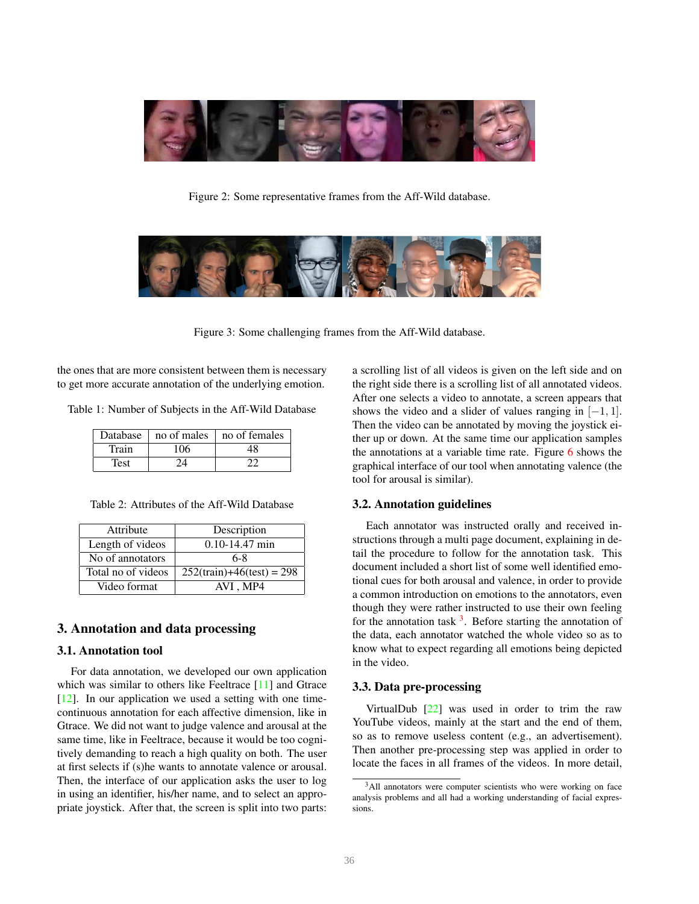Figure 2: Some representative frames from the Aff-Wild database.

Figure 3: Some challenging frames from the Aff-Wild database.

the ones that are more consistent between them is necessary to get more accurate annotation of the underlying emotion.

Table 1: Number of Subjects in the Aff-Wild Database

| Database | no of males | no of females |
|---|---|---|
| Train | 106 | 48 |
| Test | 24 | 22 |

Table 2: Attributes of the Aff-Wild Database

| Attribute | Description |
|---|---|
| Length of videos | 0.10-14.47 min |
| No of annotators | 6-8 |
| Total no of videos | 252(train)+46(test) = 298 |
| Video format | AVI , MP4 |

## 3. Annotation and data processing

### 3.1. Annotation tool

For data annotation, we developed our own application which was similar to others like Feeltrace [11] and Gtrace [12]. In our application we used a setting with one time-continuous annotation for each affective dimension, like in Gtrace. We did not want to judge valence and arousal at the same time, like in Feeltrace, because it would be too cognitively demanding to reach a high quality on both. The user at first selects if (s)he wants to annotate valence or arousal. Then, the interface of our application asks the user to log in using an identifier, his/her name, and to select an appropriate joystick. After that, the screen is split into two parts: a scrolling list of all videos is given on the left side and on the right side there is a scrolling list of all annotated videos. After one selects a video to annotate, a screen appears that shows the video and a slider of values ranging in $[-1, 1]$. Then the video can be annotated by moving the joystick either up or down. At the same time our application samples the annotations at a variable time rate. Figure 6 shows the graphical interface of our tool when annotating valence (the tool for arousal is similar).

### 3.2. Annotation guidelines

Each annotator was instructed orally and received instructions through a multi page document, explaining in detail the procedure to follow for the annotation task. This document included a short list of some well identified emotional cues for both arousal and valence, in order to provide a common introduction on emotions to the annotators, even though they were rather instructed to use their own feeling for the annotation task [3]. Before starting the annotation of the data, each annotator watched the whole video so as to know what to expect regarding all emotions being depicted in the video.

### 3.3. Data pre-processing

VirtualDub [22] was used in order to trim the raw YouTube videos, mainly at the start and the end of them, so as to remove useless content (e.g., an advertisement). Then another pre-processing step was applied in order to locate the faces in all frames of the videos. In more detail,

[3] All annotators were computer scientists who were working on face analysis problems and all had a working understanding of facial expressions.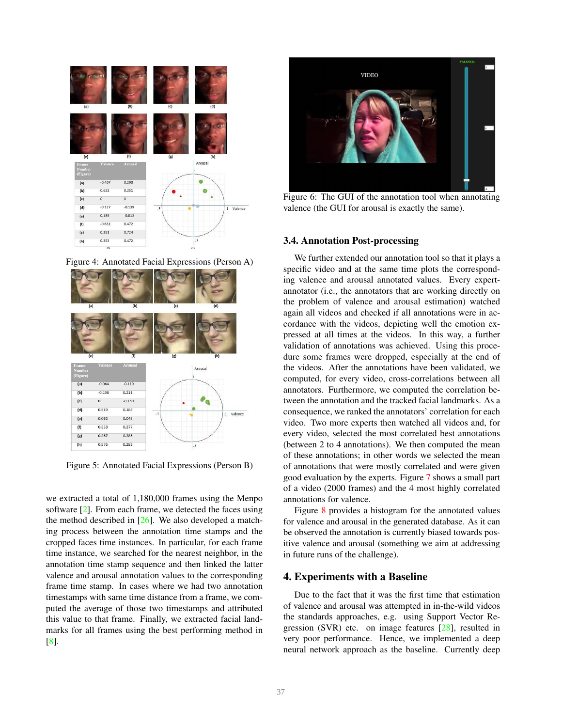| Frame Number (Figure) | Valence | Arousal |
|---|---|---|
| (a) | -0.407 | 0.290 |
| (b) | 0.622 | 0.251 |
| (c) | 0 | 0 |
| (d) | -0.127 | -0.139 |
| (e) | 0.133 | -0.012 |
| (f) | -0.631 | 0.472 |
| (g) | 0.251 | 0.724 |
| (h) | 0.353 | 0.472 |

Figure 4: Annotated Facial Expressions (Person A)

| Frame Number (Figure) | Valence | Arousal |
|---|---|---|
| (a) | -0.044 | -0.119 |
| (b) | -0.198 | 0.211 |
| (c) | 0 | -0.159 |
| (d) | 0.519 | 0.188 |
| (e) | 0.062 | 0.046 |
| (f) | 0.338 | 0.377 |
| (g) | 0.367 | 0.385 |
| (h) | 0.576 | 0.282 |

Figure 5: Annotated Facial Expressions (Person B)

we extracted a total of 1,180,000 frames using the Menpo software [2]. From each frame, we detected the faces using the method described in [26]. We also developed a matching process between the annotation time stamps and the cropped faces time instances. In particular, for each frame time instance, we searched for the nearest neighbor, in the annotation time stamp sequence and then linked the latter valence and arousal annotation values to the corresponding frame time stamp. In cases where we had two annotation timestamps with same time distance from a frame, we computed the average of those two timestamps and attributed this value to that frame. Finally, we extracted facial landmarks for all frames using the best performing method in [8].

Figure 6: The GUI of the annotation tool when annotating valence (the GUI for arousal is exactly the same).

### 3.4. Annotation Post-processing

We further extended our annotation tool so that it plays a specific video and at the same time plots the corresponding valence and arousal annotated values. Every expert-annotator (i.e., the annotators that are working directly on the problem of valence and arousal estimation) watched again all videos and checked if all annotations were in accordance with the videos, depicting well the emotion expressed at all times at the videos. In this way, a further validation of annotations was achieved. Using this procedure some frames were dropped, especially at the end of the videos. After the annotations have been validated, we computed, for every video, cross-correlations between all annotators. Furthermore, we computed the correlation between the annotation and the tracked facial landmarks. As a consequence, we ranked the annotators' correlation for each video. Two more experts then watched all videos and, for every video, selected the most correlated best annotations (between 2 to 4 annotations). We then computed the mean of these annotations; in other words we selected the mean of annotations that were mostly correlated and were given good evaluation by the experts. Figure 7 shows a small part of a video (2000 frames) and the 4 most highly correlated annotations for valence.

Figure 8 provides a histogram for the annotated values for valence and arousal in the generated database. As it can be observed the annotation is currently biased towards positive valence and arousal (something we aim at addressing in future runs of the challenge).

## 4. Experiments with a Baseline

Due to the fact that it was the first time that estimation of valence and arousal was attempted in in-the-wild videos the standards approaches, e.g. using Support Vector Regression (SVR) etc. on image features [28], resulted in very poor performance. Hence, we implemented a deep neural network approach as the baseline. Currently deep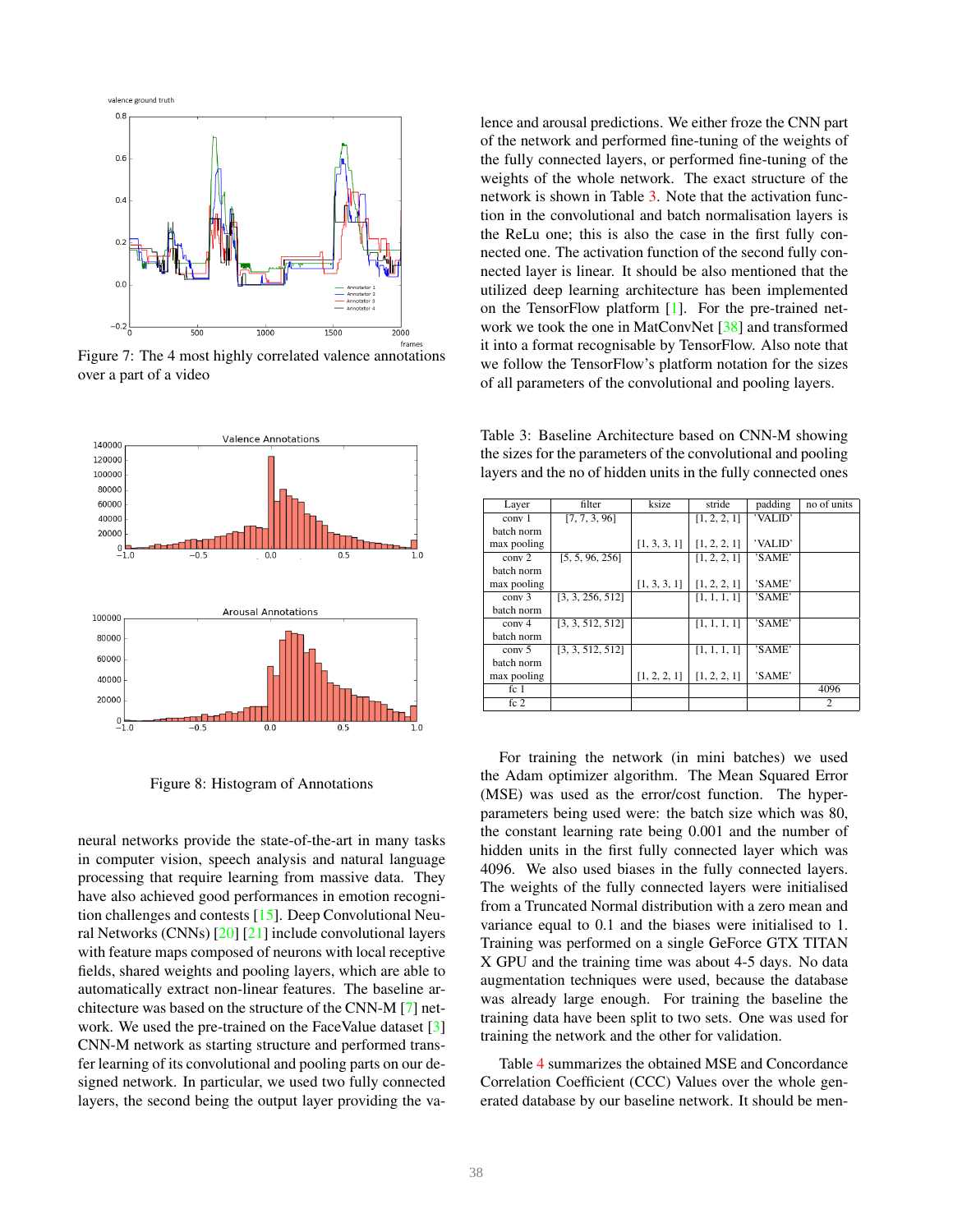Figure 7: The 4 most highly correlated valence annotations over a part of a video

Figure 8: Histogram of Annotations

neural networks provide the state-of-the-art in many tasks in computer vision, speech analysis and natural language processing that require learning from massive data. They have also achieved good performances in emotion recognition challenges and contests [15]. Deep Convolutional Neural Networks (CNNs) [20] [21] include convolutional layers with feature maps composed of neurons with local receptive fields, shared weights and pooling layers, which are able to automatically extract non-linear features. The baseline architecture was based on the structure of the CNN-M [7] network. We used the pre-trained on the FaceValue dataset [3] CNN-M network as starting structure and performed transfer learning of its convolutional and pooling parts on our designed network. In particular, we used two fully connected layers, the second being the output layer providing the valence and arousal predictions. We either froze the CNN part of the network and performed fine-tuning of the weights of the fully connected layers, or performed fine-tuning of the weights of the whole network. The exact structure of the network is shown in Table 3. Note that the activation function in the convolutional and batch normalisation layers is the ReLu one; this is also the case in the first fully connected one. The activation function of the second fully connected layer is linear. It should be also mentioned that the utilized deep learning architecture has been implemented on the TensorFlow platform [1]. For the pre-trained network we took the one in MatConvNet [38] and transformed it into a format recognisable by TensorFlow. Also note that we follow the TensorFlow's platform notation for the sizes of all parameters of the convolutional and pooling layers.

Table 3: Baseline Architecture based on CNN-M showing the sizes for the parameters of the convolutional and pooling layers and the no of hidden units in the fully connected ones

| Layer | filter | ksize | stride | padding | no of units |
|---|---|---|---|---|---|
| conv 1 | [7, 7, 3, 96] | | [1, 2, 2, 1] | 'VALID' | |
| batch norm | | | | | |
| max pooling | | [1, 3, 3, 1] | [1, 2, 2, 1] | 'VALID' | |
| conv 2 | [5, 5, 96, 256] | | [1, 2, 2, 1] | 'SAME' | |
| batch norm | | | | | |
| max pooling | | [1, 3, 3, 1] | [1, 2, 2, 1] | 'SAME' | |
| conv 3 | [3, 3, 256, 512] | | [1, 1, 1, 1] | 'SAME' | |
| batch norm | | | | | |
| conv 4 | [3, 3, 512, 512] | | [1, 1, 1, 1] | 'SAME' | |
| batch norm | | | | | |
| conv 5 | [3, 3, 512, 512] | | [1, 1, 1, 1] | 'SAME' | |
| batch norm | | | | | |
| max pooling | | [1, 2, 2, 1] | [1, 2, 2, 1] | 'SAME' | |
| fc 1 | | | | | 4096 |
| fc 2 | | | | | 2 |

For training the network (in mini batches) we used the Adam optimizer algorithm. The Mean Squared Error (MSE) was used as the error/cost function. The hyper-parameters being used were: the batch size which was 80, the constant learning rate being 0.001 and the number of hidden units in the first fully connected layer which was 4096. We also used biases in the fully connected layers. The weights of the fully connected layers were initialised from a Truncated Normal distribution with a zero mean and variance equal to 0.1 and the biases were initialised to 1. Training was performed on a single GeForce GTX TITAN X GPU and the training time was about 4-5 days. No data augmentation techniques were used, because the database was already large enough. For training the baseline the training data have been split to two sets. One was used for training the network and the other for validation.

Table 4 summarizes the obtained MSE and Concordance Correlation Coefficient (CCC) Values over the whole generated database by our baseline network. It should be men-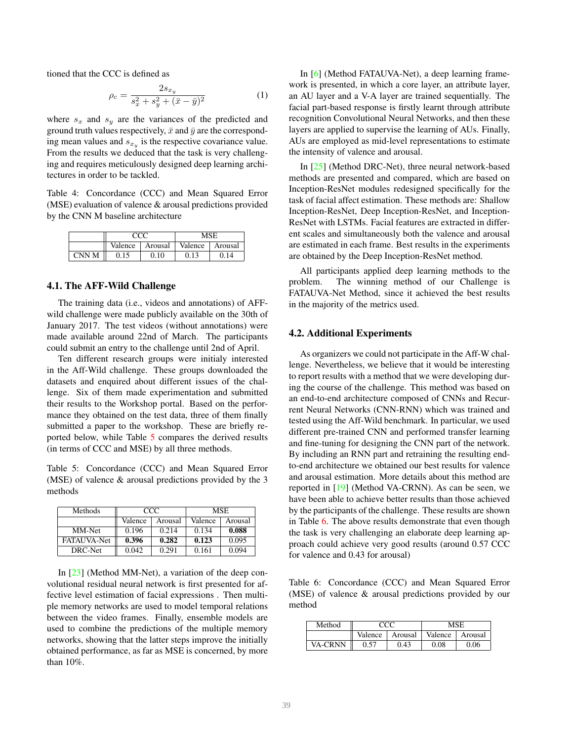tioned that the CCC is defined as

$$\rho_c = \frac{2s_{x_y}}{s_x^2 + s_y^2 + (\bar{x} - \bar{y})^2} \quad (1)$$

where $s_x$ and $s_y$ are the variances of the predicted and ground truth values respectively, $\bar{x}$ and $\bar{y}$ are the corresponding mean values and $s_{x_y}$ is the respective covariance value. From the results we deduced that the task is very challenging and requires meticulously designed deep learning architectures in order to be tackled.

Table 4: Concordance (CCC) and Mean Squared Error (MSE) evaluation of valence & arousal predictions provided by the CNN M baseline architecture

| | CCC | | MSE | |
|---|---|---|---|---|
| | Valence | Arousal | Valence | Arousal |
| CNN M | 0.15 | 0.10 | 0.13 | 0.14 |

### 4.1. The AFF-Wild Challenge

The training data (i.e., videos and annotations) of AFF-wild challenge were made publicly available on the 30th of January 2017. The test videos (without annotations) were made available around 22nd of March. The participants could submit an entry to the challenge until 2nd of April.

Ten different research groups were initialy interested in the Aff-Wild challenge. These groups downloaded the datasets and enquired about different issues of the challenge. Six of them made experimentation and submitted their results to the Workshop portal. Based on the performance they obtained on the test data, three of them finally submitted a paper to the workshop. These are briefly reported below, while Table 5 compares the derived results (in terms of CCC and MSE) by all three methods.

Table 5: Concordance (CCC) and Mean Squared Error (MSE) of valence & arousal predictions provided by the 3 methods

| Methods | CCC | | MSE | |
|---|---|---|---|---|
| | Valence | Arousal | Valence | Arousal |
| MM-Net | 0.196 | 0.214 | 0.134 | **0.088** |
| FATAUVA-Net | **0.396** | **0.282** | **0.123** | 0.095 |
| DRC-Net | 0.042 | 0.291 | 0.161 | 0.094 |

In [23] (Method MM-Net), a variation of the deep convolutional residual neural network is first presented for affective level estimation of facial expressions . Then multiple memory networks are used to model temporal relations between the video frames. Finally, ensemble models are used to combine the predictions of the multiple memory networks, showing that the latter steps improve the initially obtained performance, as far as MSE is concerned, by more than 10%.

In [6] (Method FATAUVA-Net), a deep learning framework is presented, in which a core layer, an attribute layer, an AU layer and a V-A layer are trained sequentially. The facial part-based response is firstly learnt through attribute recognition Convolutional Neural Networks, and then these layers are applied to supervise the learning of AUs. Finally, AUs are employed as mid-level representations to estimate the intensity of valence and arousal.

In [25] (Method DRC-Net), three neural network-based methods are presented and compared, which are based on Inception-ResNet modules redesigned specifically for the task of facial affect estimation. These methods are: Shallow Inception-ResNet, Deep Inception-ResNet, and Inception-ResNet with LSTMs. Facial features are extracted in different scales and simultaneously both the valence and arousal are estimated in each frame. Best results in the experiments are obtained by the Deep Inception-ResNet method.

All participants applied deep learning methods to the problem. The winning method of our Challenge is FATAUVA-Net Method, since it achieved the best results in the majority of the metrics used.

### 4.2. Additional Experiments

As organizers we could not participate in the Aff-W challenge. Nevertheless, we believe that it would be interesting to report results with a method that we were developing during the course of the challenge. This method was based on an end-to-end architecture composed of CNNs and Recurrent Neural Networks (CNN-RNN) which was trained and tested using the Aff-Wild benchmark. In particular, we used different pre-trained CNN and performed transfer learning and fine-tuning for designing the CNN part of the network. By including an RNN part and retraining the resulting end-to-end architecture we obtained our best results for valence and arousal estimation. More details about this method are reported in [19] (Method VA-CRNN). As can be seen, we have been able to achieve better results than those achieved by the participants of the challenge. These results are shown in Table 6. The above results demonstrate that even though the task is very challenging an elaborate deep learning approach could achieve very good results (around 0.57 CCC for valence and 0.43 for arousal)

Table 6: Concordance (CCC) and Mean Squared Error (MSE) of valence & arousal predictions provided by our method

| Method | CCC | | MSE | |
|---|---|---|---|---|
| | Valence | Arousal | Valence | Arousal |
| VA-CRNN | 0.57 | 0.43 | 0.08 | 0.06 |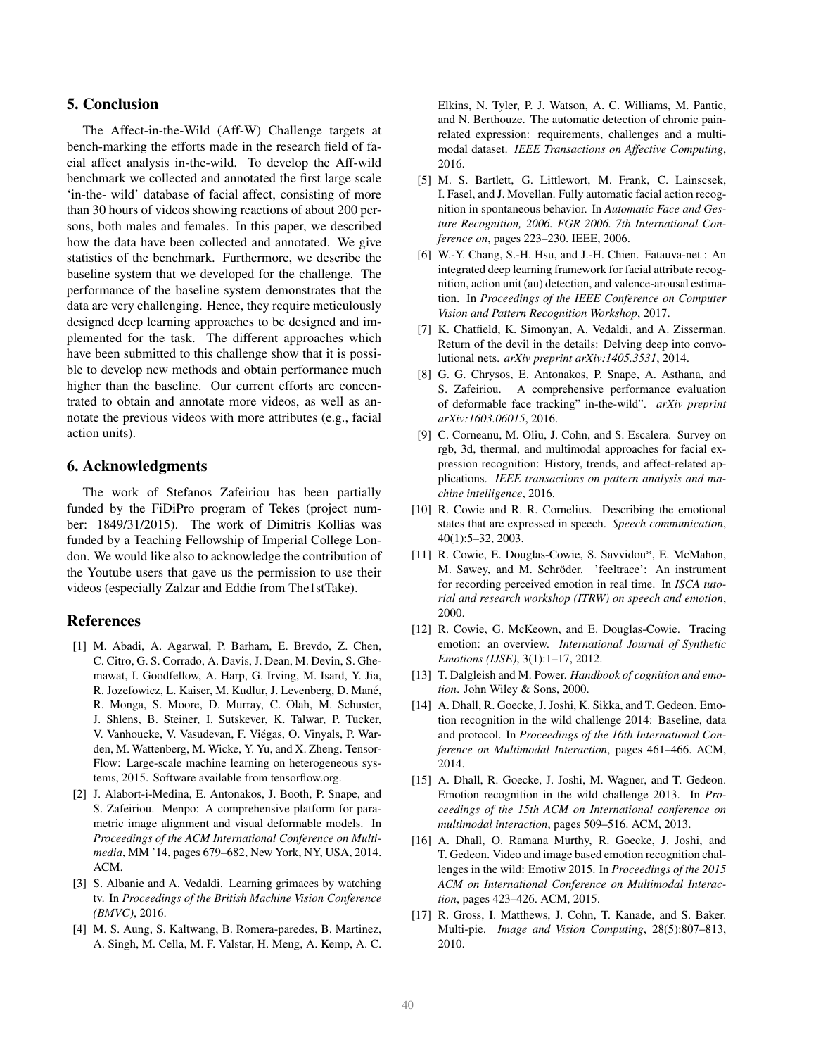## 5. Conclusion

The Affect-in-the-Wild (Aff-W) Challenge targets at bench-marking the efforts made in the research field of facial affect analysis in-the-wild. To develop the Aff-wild benchmark we collected and annotated the first large scale 'in-the- wild' database of facial affect, consisting of more than 30 hours of videos showing reactions of about 200 persons, both males and females. In this paper, we described how the data have been collected and annotated. We give statistics of the benchmark. Furthermore, we describe the baseline system that we developed for the challenge. The performance of the baseline system demonstrates that the data are very challenging. Hence, they require meticulously designed deep learning approaches to be designed and implemented for the task. The different approaches which have been submitted to this challenge show that it is possible to develop new methods and obtain performance much higher than the baseline. Our current efforts are concentrated to obtain and annotate more videos, as well as annotate the previous videos with more attributes (e.g., facial action units).

## 6. Acknowledgments

The work of Stefanos Zafeiriou has been partially funded by the FiDiPro program of Tekes (project number: 1849/31/2015). The work of Dimitris Kollias was funded by a Teaching Fellowship of Imperial College London. We would like also to acknowledge the contribution of the Youtube users that gave us the permission to use their videos (especially Zalzar and Eddie from The1stTake).

## References

[1] M. Abadi, A. Agarwal, P. Barham, E. Brevdo, Z. Chen, C. Citro, G. S. Corrado, A. Davis, J. Dean, M. Devin, S. Ghemawat, I. Goodfellow, A. Harp, G. Irving, M. Isard, Y. Jia, R. Jozefowicz, L. Kaiser, M. Kudlur, J. Levenberg, D. Mané, R. Monga, S. Moore, D. Murray, C. Olah, M. Schuster, J. Shlens, B. Steiner, I. Sutskever, K. Talwar, P. Tucker, V. Vanhoucke, V. Vasudevan, F. Viégas, O. Vinyals, P. Warden, M. Wattenberg, M. Wicke, Y. Yu, and X. Zheng. TensorFlow: Large-scale machine learning on heterogeneous systems, 2015. Software available from tensorflow.org.

[2] J. Alabort-i-Medina, E. Antonakos, J. Booth, P. Snape, and S. Zafeiriou. Menpo: A comprehensive platform for parametric image alignment and visual deformable models. In *Proceedings of the ACM International Conference on Multimedia*, MM '14, pages 679–682, New York, NY, USA, 2014. ACM.

[3] S. Albanie and A. Vedaldi. Learning grimaces by watching tv. In *Proceedings of the British Machine Vision Conference (BMVC)*, 2016.

[4] M. S. Aung, S. Kaltwang, B. Romera-paredes, B. Martinez, A. Singh, M. Cella, M. F. Valstar, H. Meng, A. Kemp, A. C. Elkins, N. Tyler, P. J. Watson, A. C. Williams, M. Pantic, and N. Berthouze. The automatic detection of chronic pain-related expression: requirements, challenges and a multimodal dataset. *IEEE Transactions on Affective Computing*, 2016.

[5] M. S. Bartlett, G. Littlewort, M. Frank, C. Lainscsek, I. Fasel, and J. Movellan. Fully automatic facial action recognition in spontaneous behavior. In *Automatic Face and Gesture Recognition, 2006. FGR 2006. 7th International Conference on*, pages 223–230. IEEE, 2006.

[6] W.-Y. Chang, S.-H. Hsu, and J.-H. Chien. Fatauva-net : An integrated deep learning framework for facial attribute recognition, action unit (au) detection, and valence-arousal estimation. In *Proceedings of the IEEE Conference on Computer Vision and Pattern Recognition Workshop*, 2017.

[7] K. Chatfield, K. Simonyan, A. Vedaldi, and A. Zisserman. Return of the devil in the details: Delving deep into convolutional nets. *arXiv preprint arXiv:1405.3531*, 2014.

[8] G. G. Chrysos, E. Antonakos, P. Snape, A. Asthana, and S. Zafeiriou. A comprehensive performance evaluation of deformable face tracking" in-the-wild". *arXiv preprint arXiv:1603.06015*, 2016.

[9] C. Corneanu, M. Oliu, J. Cohn, and S. Escalera. Survey on rgb, 3d, thermal, and multimodal approaches for facial expression recognition: History, trends, and affect-related applications. *IEEE transactions on pattern analysis and machine intelligence*, 2016.

[10] R. Cowie and R. R. Cornelius. Describing the emotional states that are expressed in speech. *Speech communication*, 40(1):5–32, 2003.

[11] R. Cowie, E. Douglas-Cowie, S. Savvidou*, E. McMahon, M. Sawey, and M. Schröder. 'feeltrace': An instrument for recording perceived emotion in real time. In *ISCA tutorial and research workshop (ITRW) on speech and emotion*, 2000.

[12] R. Cowie, G. McKeown, and E. Douglas-Cowie. Tracing emotion: an overview. *International Journal of Synthetic Emotions (IJSE)*, 3(1):1–17, 2012.

[13] T. Dalgleish and M. Power. *Handbook of cognition and emotion*. John Wiley & Sons, 2000.

[14] A. Dhall, R. Goecke, J. Joshi, K. Sikka, and T. Gedeon. Emotion recognition in the wild challenge 2014: Baseline, data and protocol. In *Proceedings of the 16th International Conference on Multimodal Interaction*, pages 461–466. ACM, 2014.

[15] A. Dhall, R. Goecke, J. Joshi, M. Wagner, and T. Gedeon. Emotion recognition in the wild challenge 2013. In *Proceedings of the 15th ACM on International conference on multimodal interaction*, pages 509–516. ACM, 2013.

[16] A. Dhall, O. Ramana Murthy, R. Goecke, J. Joshi, and T. Gedeon. Video and image based emotion recognition challenges in the wild: Emotiw 2015. In *Proceedings of the 2015 ACM on International Conference on Multimodal Interaction*, pages 423–426. ACM, 2015.

[17] R. Gross, I. Matthews, J. Cohn, T. Kanade, and S. Baker. Multi-pie. *Image and Vision Computing*, 28(5):807–813, 2010.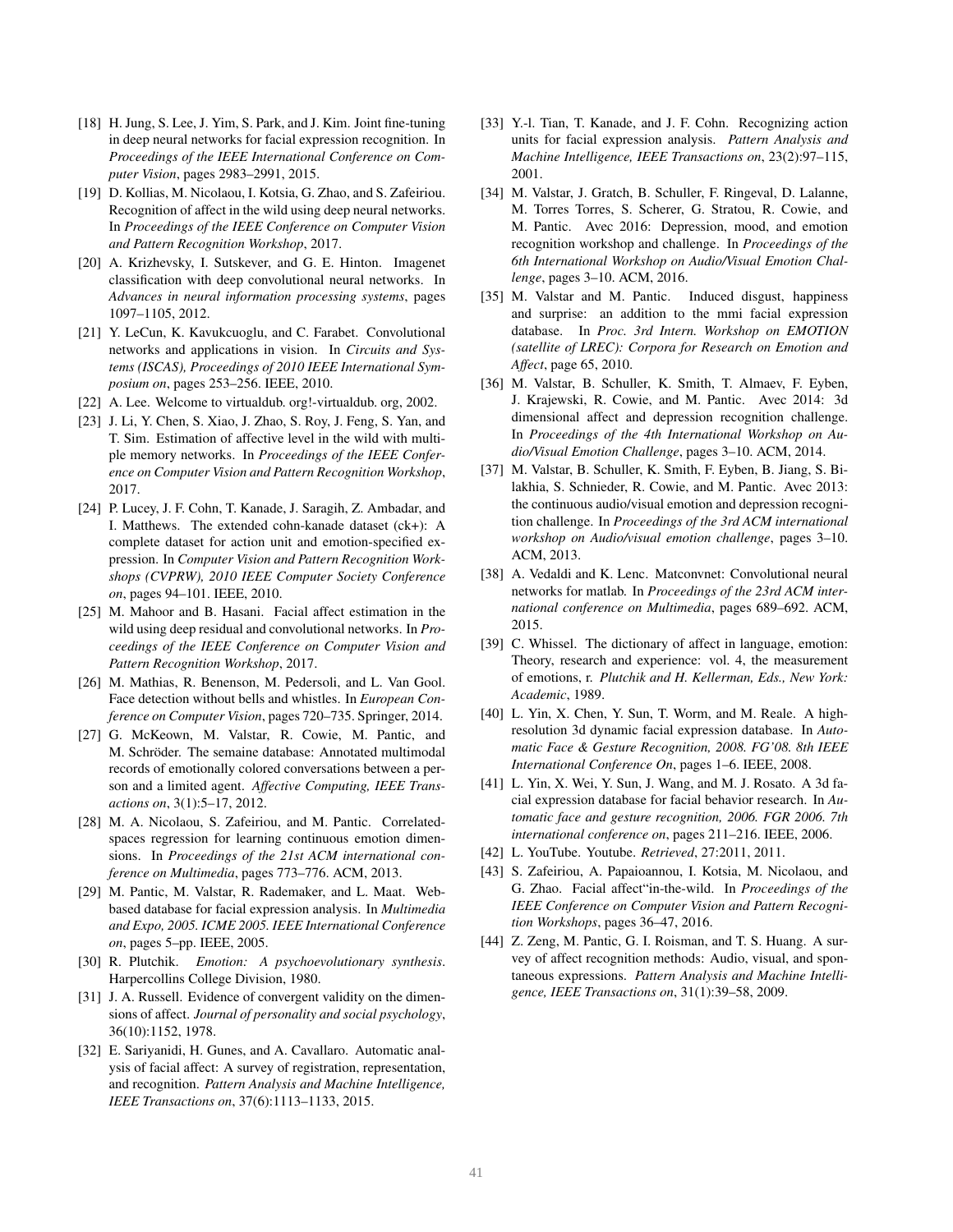[18] H. Jung, S. Lee, J. Yim, S. Park, and J. Kim. Joint fine-tuning in deep neural networks for facial expression recognition. In *Proceedings of the IEEE International Conference on Computer Vision*, pages 2983–2991, 2015.

[19] D. Kollias, M. Nicolaou, I. Kotsia, G. Zhao, and S. Zafeiriou. Recognition of affect in the wild using deep neural networks. In *Proceedings of the IEEE Conference on Computer Vision and Pattern Recognition Workshop*, 2017.

[20] A. Krizhevsky, I. Sutskever, and G. E. Hinton. Imagenet classification with deep convolutional neural networks. In *Advances in neural information processing systems*, pages 1097–1105, 2012.

[21] Y. LeCun, K. Kavukcuoglu, and C. Farabet. Convolutional networks and applications in vision. In *Circuits and Systems (ISCAS), Proceedings of 2010 IEEE International Symposium on*, pages 253–256. IEEE, 2010.

[22] A. Lee. Welcome to virtualdub. org!-virtualdub. org, 2002.

[23] J. Li, Y. Chen, S. Xiao, J. Zhao, S. Roy, J. Feng, S. Yan, and T. Sim. Estimation of affective level in the wild with multiple memory networks. In *Proceedings of the IEEE Conference on Computer Vision and Pattern Recognition Workshop*, 2017.

[24] P. Lucey, J. F. Cohn, T. Kanade, J. Saragih, Z. Ambadar, and I. Matthews. The extended cohn-kanade dataset (ck+): A complete dataset for action unit and emotion-specified expression. In *Computer Vision and Pattern Recognition Workshops (CVPRW), 2010 IEEE Computer Society Conference on*, pages 94–101. IEEE, 2010.

[25] M. Mahoor and B. Hasani. Facial affect estimation in the wild using deep residual and convolutional networks. In *Proceedings of the IEEE Conference on Computer Vision and Pattern Recognition Workshop*, 2017.

[26] M. Mathias, R. Benenson, M. Pedersoli, and L. Van Gool. Face detection without bells and whistles. In *European Conference on Computer Vision*, pages 720–735. Springer, 2014.

[27] G. McKeown, M. Valstar, R. Cowie, M. Pantic, and M. Schröder. The semaine database: Annotated multimodal records of emotionally colored conversations between a person and a limited agent. *Affective Computing, IEEE Transactions on*, 3(1):5–17, 2012.

[28] M. A. Nicolaou, S. Zafeiriou, and M. Pantic. Correlated-spaces regression for learning continuous emotion dimensions. In *Proceedings of the 21st ACM international conference on Multimedia*, pages 773–776. ACM, 2013.

[29] M. Pantic, M. Valstar, R. Rademaker, and L. Maat. Web-based database for facial expression analysis. In *Multimedia and Expo, 2005. ICME 2005. IEEE International Conference on*, pages 5–pp. IEEE, 2005.

[30] R. Plutchik. *Emotion: A psychoevolutionary synthesis*. Harpercollins College Division, 1980.

[31] J. A. Russell. Evidence of convergent validity on the dimensions of affect. *Journal of personality and social psychology*, 36(10):1152, 1978.

[32] E. Sariyanidi, H. Gunes, and A. Cavallaro. Automatic analysis of facial affect: A survey of registration, representation, and recognition. *Pattern Analysis and Machine Intelligence, IEEE Transactions on*, 37(6):1113–1133, 2015.

[33] Y.-l. Tian, T. Kanade, and J. F. Cohn. Recognizing action units for facial expression analysis. *Pattern Analysis and Machine Intelligence, IEEE Transactions on*, 23(2):97–115, 2001.

[34] M. Valstar, J. Gratch, B. Schuller, F. Ringeval, D. Lalanne, M. Torres Torres, S. Scherer, G. Stratou, R. Cowie, and M. Pantic. Avec 2016: Depression, mood, and emotion recognition workshop and challenge. In *Proceedings of the 6th International Workshop on Audio/Visual Emotion Challenge*, pages 3–10. ACM, 2016.

[35] M. Valstar and M. Pantic. Induced disgust, happiness and surprise: an addition to the mmi facial expression database. In *Proc. 3rd Intern. Workshop on EMOTION (satellite of LREC): Corpora for Research on Emotion and Affect*, page 65, 2010.

[36] M. Valstar, B. Schuller, K. Smith, T. Almaev, F. Eyben, J. Krajewski, R. Cowie, and M. Pantic. Avec 2014: 3d dimensional affect and depression recognition challenge. In *Proceedings of the 4th International Workshop on Audio/Visual Emotion Challenge*, pages 3–10. ACM, 2014.

[37] M. Valstar, B. Schuller, K. Smith, F. Eyben, B. Jiang, S. Bilakhia, S. Schnieder, R. Cowie, and M. Pantic. Avec 2013: the continuous audio/visual emotion and depression recognition challenge. In *Proceedings of the 3rd ACM international workshop on Audio/visual emotion challenge*, pages 3–10. ACM, 2013.

[38] A. Vedaldi and K. Lenc. Matconvnet: Convolutional neural networks for matlab. In *Proceedings of the 23rd ACM international conference on Multimedia*, pages 689–692. ACM, 2015.

[39] C. Whissel. The dictionary of affect in language, emotion: Theory, research and experience: vol. 4, the measurement of emotions, r. *Plutchik and H. Kellerman, Eds., New York: Academic*, 1989.

[40] L. Yin, X. Chen, Y. Sun, T. Worm, and M. Reale. A high-resolution 3d dynamic facial expression database. In *Automatic Face & Gesture Recognition, 2008. FG'08. 8th IEEE International Conference On*, pages 1–6. IEEE, 2008.

[41] L. Yin, X. Wei, Y. Sun, J. Wang, and M. J. Rosato. A 3d facial expression database for facial behavior research. In *Automatic face and gesture recognition, 2006. FGR 2006. 7th international conference on*, pages 211–216. IEEE, 2006.

[42] L. YouTube. Youtube. *Retrieved*, 27:2011, 2011.

[43] S. Zafeiriou, A. Papaioannou, I. Kotsia, M. Nicolaou, and G. Zhao. Facial affect"in-the-wild. In *Proceedings of the IEEE Conference on Computer Vision and Pattern Recognition Workshops*, pages 36–47, 2016.

[44] Z. Zeng, M. Pantic, G. I. Roisman, and T. S. Huang. A survey of affect recognition methods: Audio, visual, and spontaneous expressions. *Pattern Analysis and Machine Intelligence, IEEE Transactions on*, 31(1):39–58, 2009.